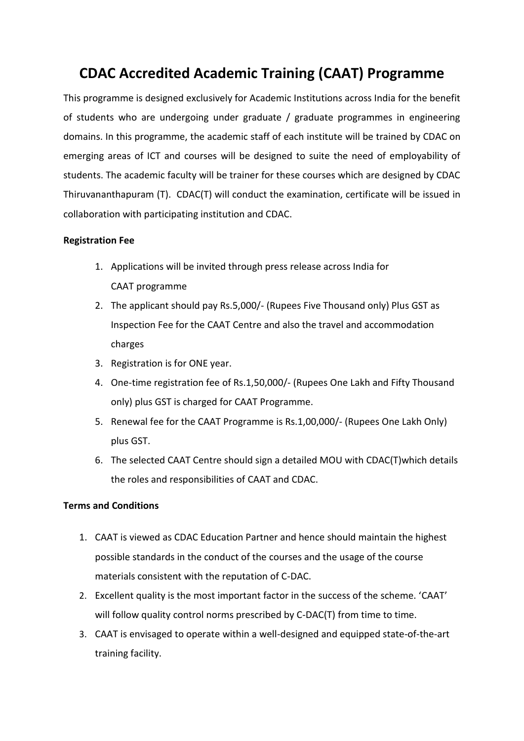# CDAC Accredited Academic Training (CAAT) Programme

This programme is designed exclusively for Academic Institutions across India for the benefit of students who are undergoing under graduate / graduate programmes in engineering domains. In this programme, the academic staff of each institute will be trained by CDAC on emerging areas of ICT and courses will be designed to suite the need of employability of students. The academic faculty will be trainer for these courses which are designed by CDAC Thiruvananthapuram (T). CDAC(T) will conduct the examination, certificate will be issued in collaboration with participating institution and CDAC.

**Registration Fee**

1. Applications will be invited through press release across India for CAAT programme
2. The applicant should pay Rs.5,000/- (Rupees Five Thousand only) Plus GST as Inspection Fee for the CAAT Centre and also the travel and accommodation charges
3. Registration is for ONE year.
4. One-time registration fee of Rs.1,50,000/- (Rupees One Lakh and Fifty Thousand only) plus GST is charged for CAAT Programme.
5. Renewal fee for the CAAT Programme is Rs.1,00,000/- (Rupees One Lakh Only) plus GST.
6. The selected CAAT Centre should sign a detailed MOU with CDAC(T)which details the roles and responsibilities of CAAT and CDAC.

**Terms and Conditions**

1. CAAT is viewed as CDAC Education Partner and hence should maintain the highest possible standards in the conduct of the courses and the usage of the course materials consistent with the reputation of C-DAC.
2. Excellent quality is the most important factor in the success of the scheme. 'CAAT' will follow quality control norms prescribed by C-DAC(T) from time to time.
3. CAAT is envisaged to operate within a well-designed and equipped state-of-the-art training facility.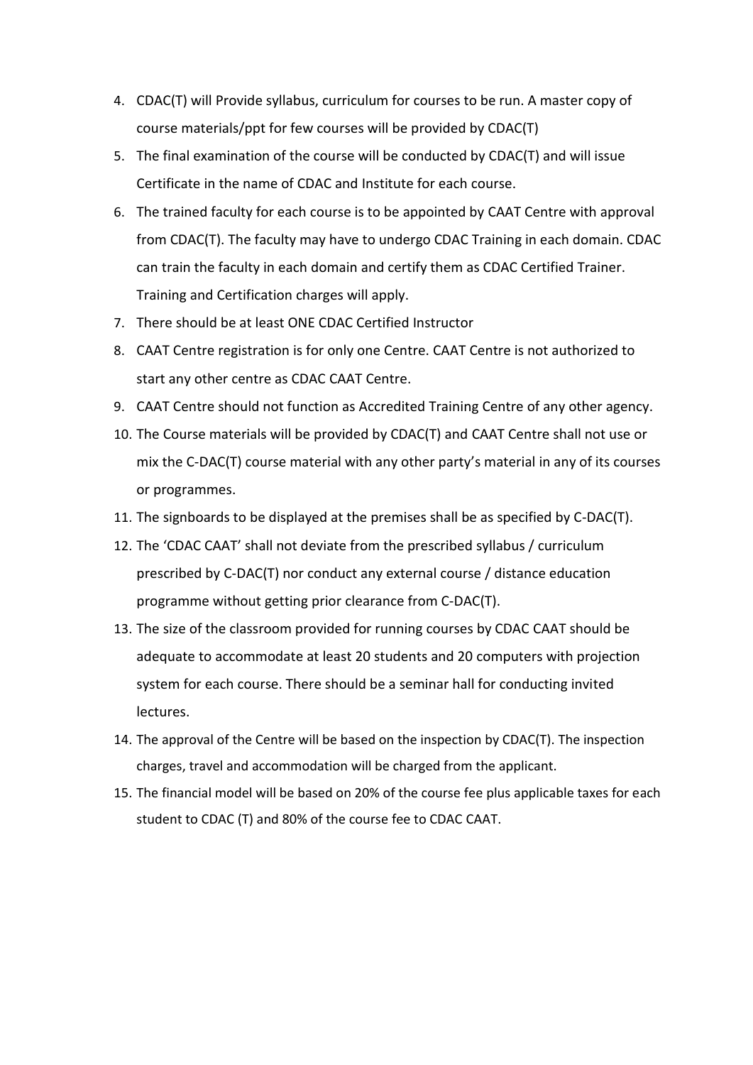4. CDAC(T) will Provide syllabus, curriculum for courses to be run. A master copy of course materials/ppt for few courses will be provided by CDAC(T)
5. The final examination of the course will be conducted by CDAC(T) and will issue Certificate in the name of CDAC and Institute for each course.
6. The trained faculty for each course is to be appointed by CAAT Centre with approval from CDAC(T). The faculty may have to undergo CDAC Training in each domain. CDAC can train the faculty in each domain and certify them as CDAC Certified Trainer. Training and Certification charges will apply.
7. There should be at least ONE CDAC Certified Instructor
8. CAAT Centre registration is for only one Centre. CAAT Centre is not authorized to start any other centre as CDAC CAAT Centre.
9. CAAT Centre should not function as Accredited Training Centre of any other agency.
10. The Course materials will be provided by CDAC(T) and CAAT Centre shall not use or mix the C-DAC(T) course material with any other party's material in any of its courses or programmes.
11. The signboards to be displayed at the premises shall be as specified by C-DAC(T).
12. The 'CDAC CAAT' shall not deviate from the prescribed syllabus / curriculum prescribed by C-DAC(T) nor conduct any external course / distance education programme without getting prior clearance from C-DAC(T).
13. The size of the classroom provided for running courses by CDAC CAAT should be adequate to accommodate at least 20 students and 20 computers with projection system for each course. There should be a seminar hall for conducting invited lectures.
14. The approval of the Centre will be based on the inspection by CDAC(T). The inspection charges, travel and accommodation will be charged from the applicant.
15. The financial model will be based on 20% of the course fee plus applicable taxes for each student to CDAC (T) and 80% of the course fee to CDAC CAAT.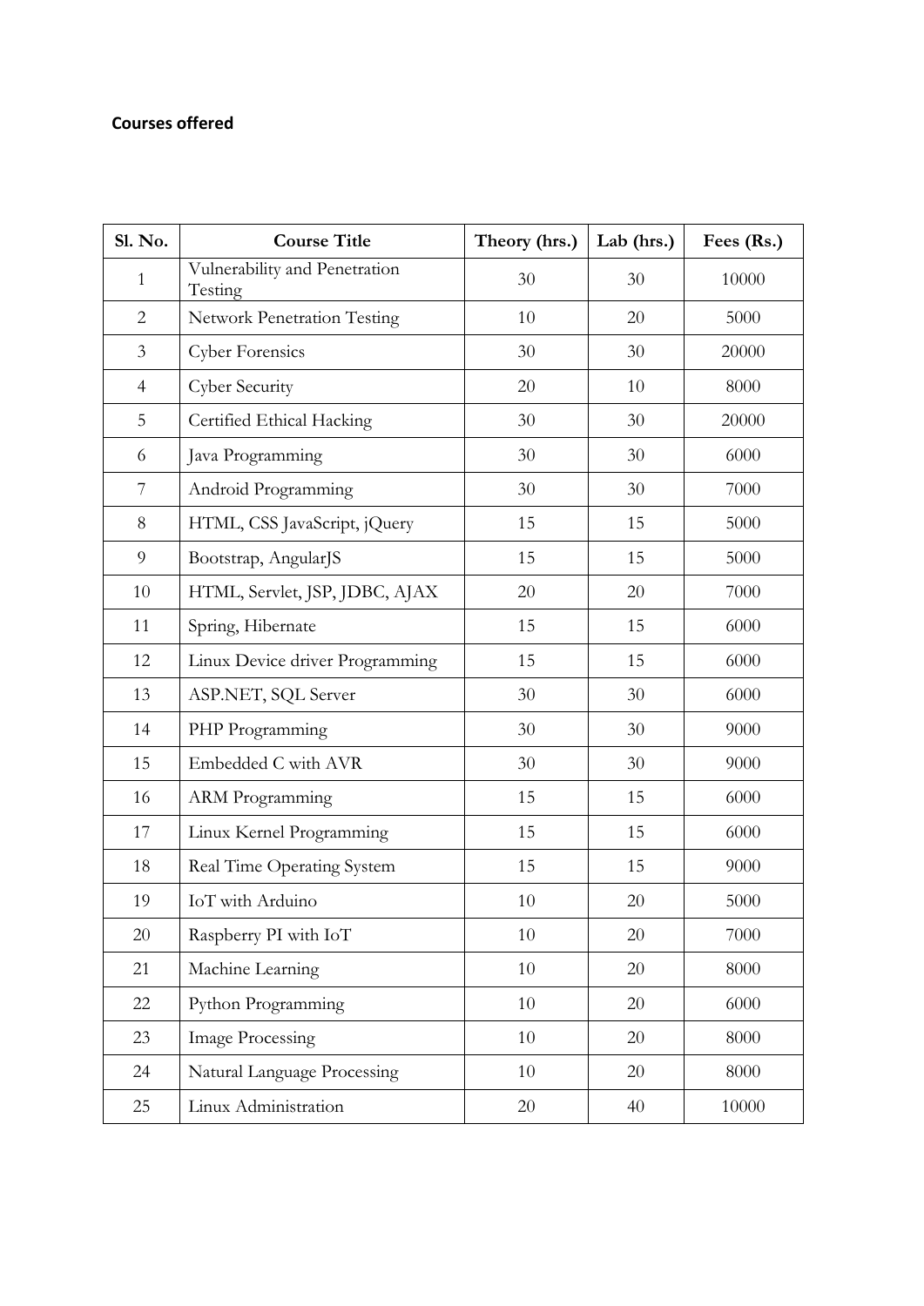**Courses offered**

| Sl. No. | Course Title | Theory (hrs.) | Lab (hrs.) | Fees (Rs.) |
|---|---|---|---|---|
| 1 | Vulnerability and Penetration Testing | 30 | 30 | 10000 |
| 2 | Network Penetration Testing | 10 | 20 | 5000 |
| 3 | Cyber Forensics | 30 | 30 | 20000 |
| 4 | Cyber Security | 20 | 10 | 8000 |
| 5 | Certified Ethical Hacking | 30 | 30 | 20000 |
| 6 | Java Programming | 30 | 30 | 6000 |
| 7 | Android Programming | 30 | 30 | 7000 |
| 8 | HTML, CSS JavaScript, jQuery | 15 | 15 | 5000 |
| 9 | Bootstrap, AngularJS | 15 | 15 | 5000 |
| 10 | HTML, Servlet, JSP, JDBC, AJAX | 20 | 20 | 7000 |
| 11 | Spring, Hibernate | 15 | 15 | 6000 |
| 12 | Linux Device driver Programming | 15 | 15 | 6000 |
| 13 | ASP.NET, SQL Server | 30 | 30 | 6000 |
| 14 | PHP Programming | 30 | 30 | 9000 |
| 15 | Embedded C with AVR | 30 | 30 | 9000 |
| 16 | ARM Programming | 15 | 15 | 6000 |
| 17 | Linux Kernel Programming | 15 | 15 | 6000 |
| 18 | Real Time Operating System | 15 | 15 | 9000 |
| 19 | IoT with Arduino | 10 | 20 | 5000 |
| 20 | Raspberry PI with IoT | 10 | 20 | 7000 |
| 21 | Machine Learning | 10 | 20 | 8000 |
| 22 | Python Programming | 10 | 20 | 6000 |
| 23 | Image Processing | 10 | 20 | 8000 |
| 24 | Natural Language Processing | 10 | 20 | 8000 |
| 25 | Linux Administration | 20 | 40 | 10000 |